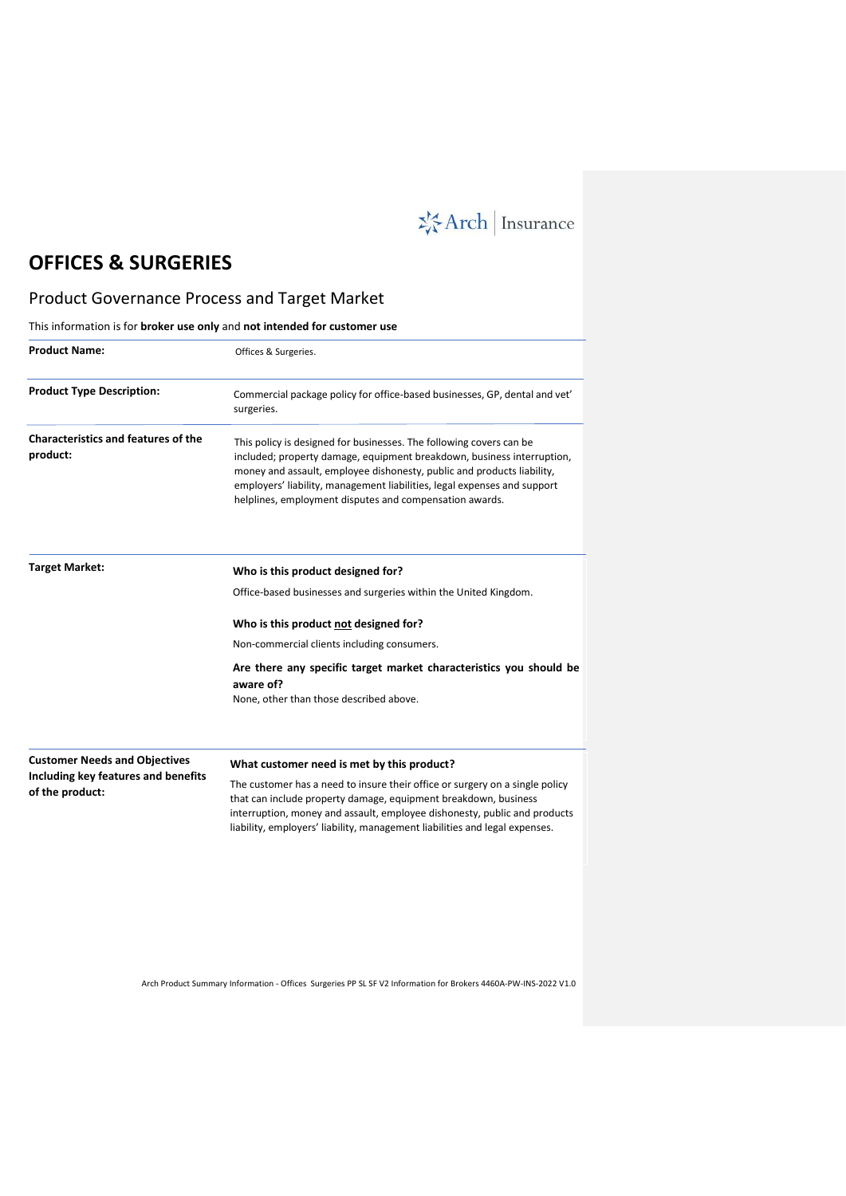# OFFICES & SURGERIES

## Product Governance Process and Target Market

This information is for **broker use only** and **not intended for customer use**

| | |
|---|---|
| **Product Name:** | Offices & Surgeries. |
| **Product Type Description:** | Commercial package policy for office-based businesses, GP, dental and vet' surgeries. |
| **Characteristics and features of the product:** | This policy is designed for businesses. The following covers can be included; property damage, equipment breakdown, business interruption, money and assault, employee dishonesty, public and products liability, employers' liability, management liabilities, legal expenses and support helplines, employment disputes and compensation awards. |
| **Target Market:** | **Who is this product designed for?**<br>Office-based businesses and surgeries within the United Kingdom.<br>**Who is this product <u>not</u> designed for?**<br>Non-commercial clients including consumers.<br>**Are there any specific target market characteristics you should be aware of?**<br>None, other than those described above. |
| **Customer Needs and Objectives Including key features and benefits of the product:** | **What customer need is met by this product?**<br>The customer has a need to insure their office or surgery on a single policy that can include property damage, equipment breakdown, business interruption, money and assault, employee dishonesty, public and products liability, employers' liability, management liabilities and legal expenses. |

Arch Product Summary Information - Offices Surgeries PP SL SF V2 Information for Brokers 4460A-PW-INS-2022 V1.0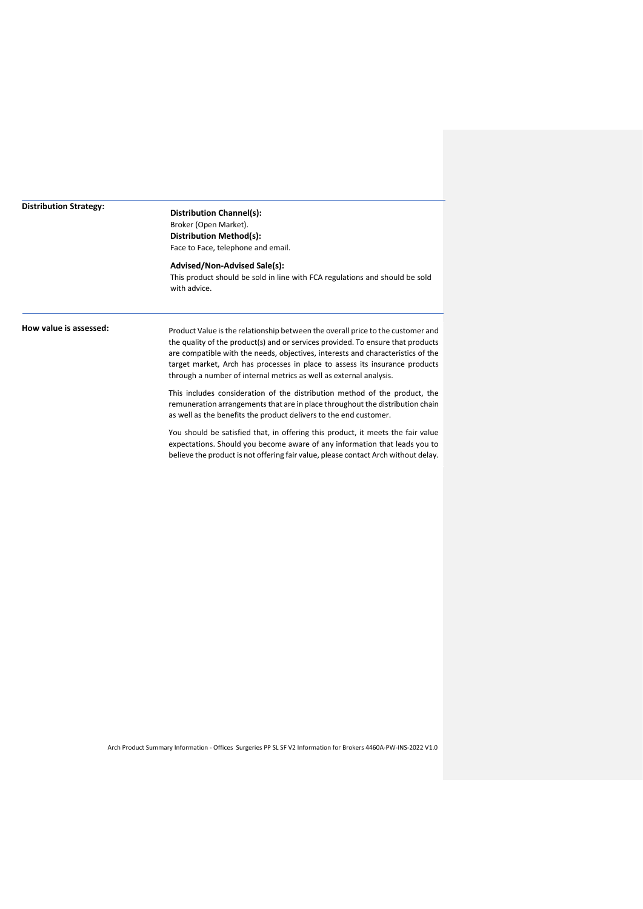| | |
|---|---|
| **Distribution Strategy:** | **Distribution Channel(s):**<br>Broker (Open Market).<br>**Distribution Method(s):**<br>Face to Face, telephone and email.<br><br>**Advised/Non-Advised Sale(s):**<br>This product should be sold in line with FCA regulations and should be sold with advice. |
| **How value is assessed:** | Product Value is the relationship between the overall price to the customer and the quality of the product(s) and or services provided. To ensure that products are compatible with the needs, objectives, interests and characteristics of the target market, Arch has processes in place to assess its insurance products through a number of internal metrics as well as external analysis.<br><br>This includes consideration of the distribution method of the product, the remuneration arrangements that are in place throughout the distribution chain as well as the benefits the product delivers to the end customer.<br><br>You should be satisfied that, in offering this product, it meets the fair value expectations. Should you become aware of any information that leads you to believe the product is not offering fair value, please contact Arch without delay. |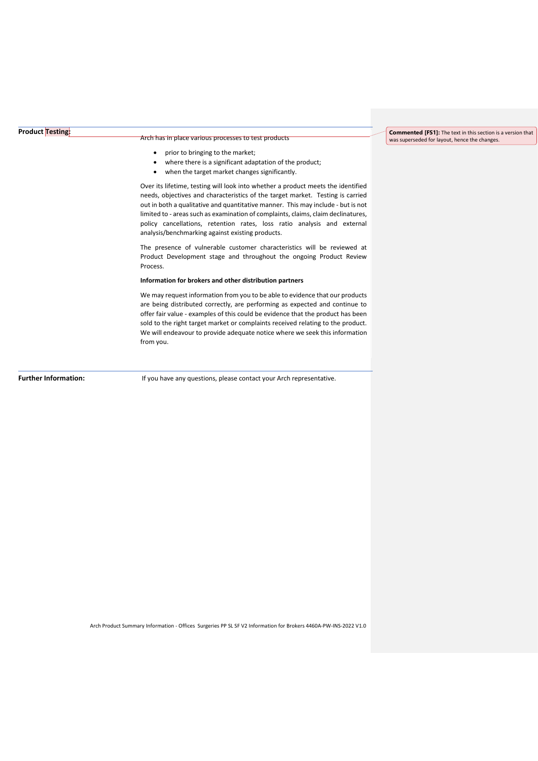**Product Testing:**

Arch has in place various processes to test products

- prior to bringing to the market;
- where there is a significant adaptation of the product;
- when the target market changes significantly.

Over its lifetime, testing will look into whether a product meets the identified needs, objectives and characteristics of the target market. Testing is carried out in both a qualitative and quantitative manner. This may include - but is not limited to - areas such as examination of complaints, claims, claim declinatures, policy cancellations, retention rates, loss ratio analysis and external analysis/benchmarking against existing products.

The presence of vulnerable customer characteristics will be reviewed at Product Development stage and throughout the ongoing Product Review Process.

**Information for brokers and other distribution partners**

We may request information from you to be able to evidence that our products are being distributed correctly, are performing as expected and continue to offer fair value - examples of this could be evidence that the product has been sold to the right target market or complaints received relating to the product. We will endeavour to provide adequate notice where we seek this information from you.

**Commented [FS1]:** The text in this section is a version that was superseded for layout, hence the changes.

**Further Information:** If you have any questions, please contact your Arch representative.

Arch Product Summary Information - Offices Surgeries PP SL SF V2 Information for Brokers 4460A-PW-INS-2022 V1.0